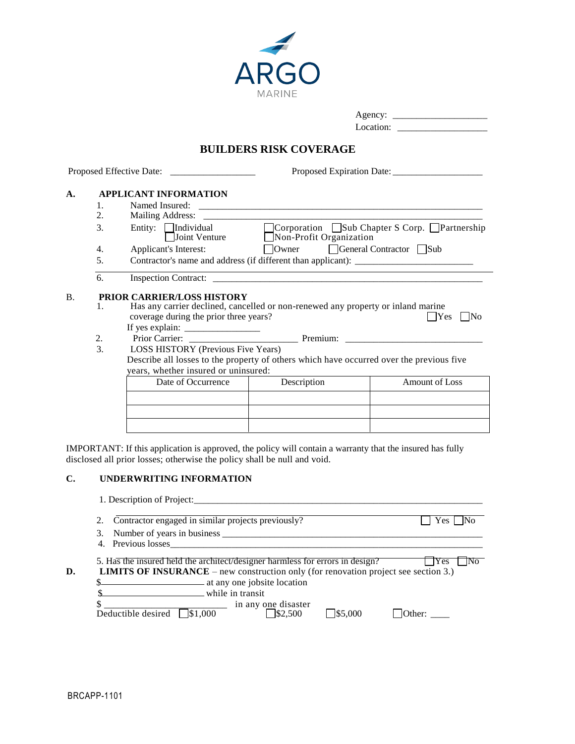ARGO
MARINE

Agency: ____________________
Location: ___________________

# BUILDERS RISK COVERAGE

Proposed Effective Date: __________________ Proposed Expiration Date: ___________________

## A. APPLICANT INFORMATION

1. Named Insured: ___________________________________________________________
2. Mailing Address: __________________________________________________________
3. Entity: ☐ Individual ☐ Joint Venture ☐ Corporation ☐ Sub Chapter S Corp. ☐ Partnership ☐ Non-Profit Organization
4. Applicant's Interest: ☐ Owner ☐ General Contractor ☐ Sub
5. Contractor's name and address (if different than applicant): _________________________
6. Inspection Contract: _______________________________________________________

## B. PRIOR CARRIER/LOSS HISTORY

1. Has any carrier declined, cancelled or non-renewed any property or inland marine coverage during the prior three years? ☐ Yes ☐ No

   If yes explain: ________________
2. Prior Carrier: _______________________ Premium: ______________________________
3. LOSS HISTORY (Previous Five Years)

   Describe all losses to the property of others which have occurred over the previous five years, whether insured or uninsured:

| Date of Occurrence | Description | Amount of Loss |
|---|---|---|
| | | |
| | | |
| | | |

IMPORTANT: If this application is approved, the policy will contain a warranty that the insured has fully disclosed all prior losses; otherwise the policy shall be null and void.

## C. UNDERWRITING INFORMATION

1. Description of Project:_______________________________________________________

   ____________________________________________________________________________
2. Contractor engaged in similar projects previously? ☐ Yes ☐ No
3. Number of years in business _________________________________________________
4. Previous losses___________________________________________________________
5. Has the insured held the architect/designer harmless for errors in design? ☐ Yes ☐ No

## D. LIMITS OF INSURANCE – new construction only (for renovation project see section 3.)

$_____________________ at any one jobsite location

$_____________________ while in transit

$ _________________________ in any one disaster

Deductible desired ☐ $1,000 ☐ $2,500 ☐ $5,000 ☐ Other: ____

BRCAPP-1101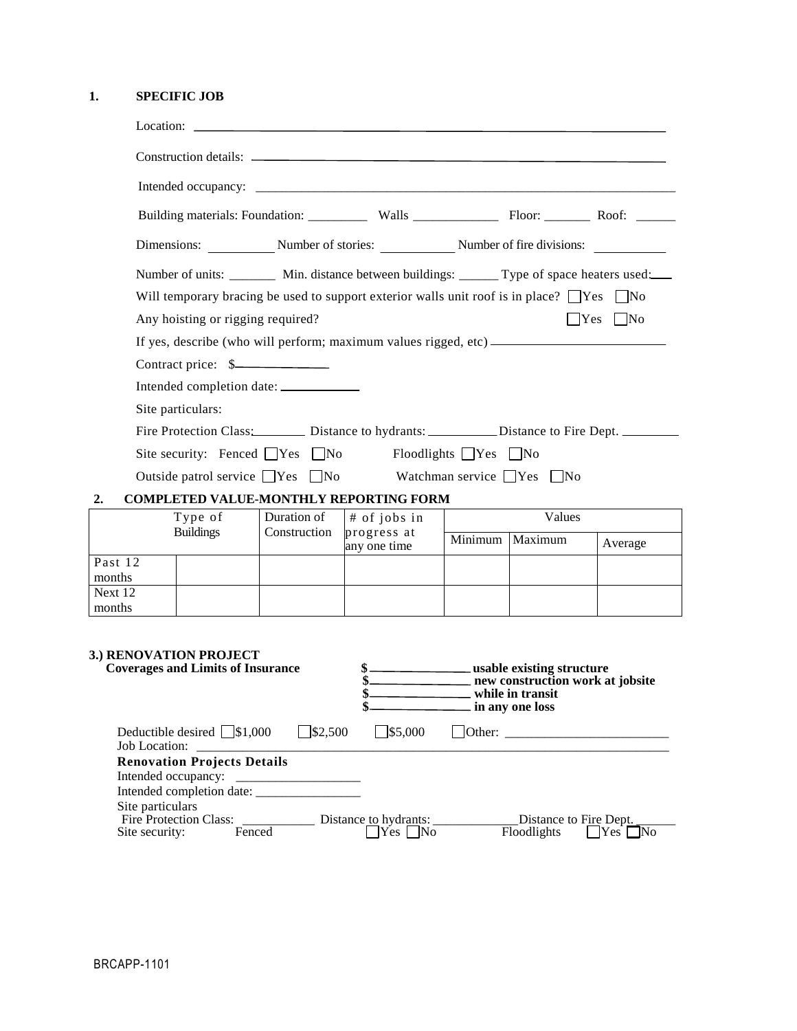## 1. SPECIFIC JOB

Location: ______________________________________________

Construction details: ______________________________________________

Intended occupancy: ______________________________________________

Building materials: Foundation: _________ Walls _____________ Floor: _______ Roof: ______

Dimensions: __________ Number of stories: ___________ Number of fire divisions: ___________

Number of units: _______ Min. distance between buildings: ______ Type of space heaters used: ___

Will temporary bracing be used to support exterior walls unit roof is in place? ☐Yes ☐No

Any hoisting or rigging required? ☐Yes ☐No

If yes, describe (who will perform; maximum values rigged, etc) __________________________

Contract price: $______________

Intended completion date: ____________

Site particulars:

Fire Protection Class: ________ Distance to hydrants: __________ Distance to Fire Dept. ________

Site security: Fenced ☐Yes ☐No Floodlights ☐Yes ☐No

Outside patrol service ☐Yes ☐No Watchman service ☐Yes ☐No

## 2. COMPLETED VALUE-MONTHLY REPORTING FORM

| | Type of Buildings | Duration of Construction | # of jobs in progress at any one time | Values | | |
|---|---|---|---|---|---|---|
| | | | | Minimum | Maximum | Average |
| Past 12 months | | | | | | |
| Next 12 months | | | | | | |

## 3.) RENOVATION PROJECT

**Coverages and Limits of Insurance**

**$______________ usable existing structure**
**$______________ new construction work at jobsite**
**$______________ while in transit**
**$______________ in any one loss**

Deductible desired ☐$1,000 ☐$2,500 ☐$5,000 ☐Other: ________________________

Job Location: ______________________________________________

**Renovation Projects Details**

Intended occupancy: __________________

Intended completion date: ________________

Site particulars

Fire Protection Class: ___________ Distance to hydrants: _____________ Distance to Fire Dept. ______

Site security: Fenced ☐Yes ☐No Floodlights ☐Yes ☐No

BRCAPP-1101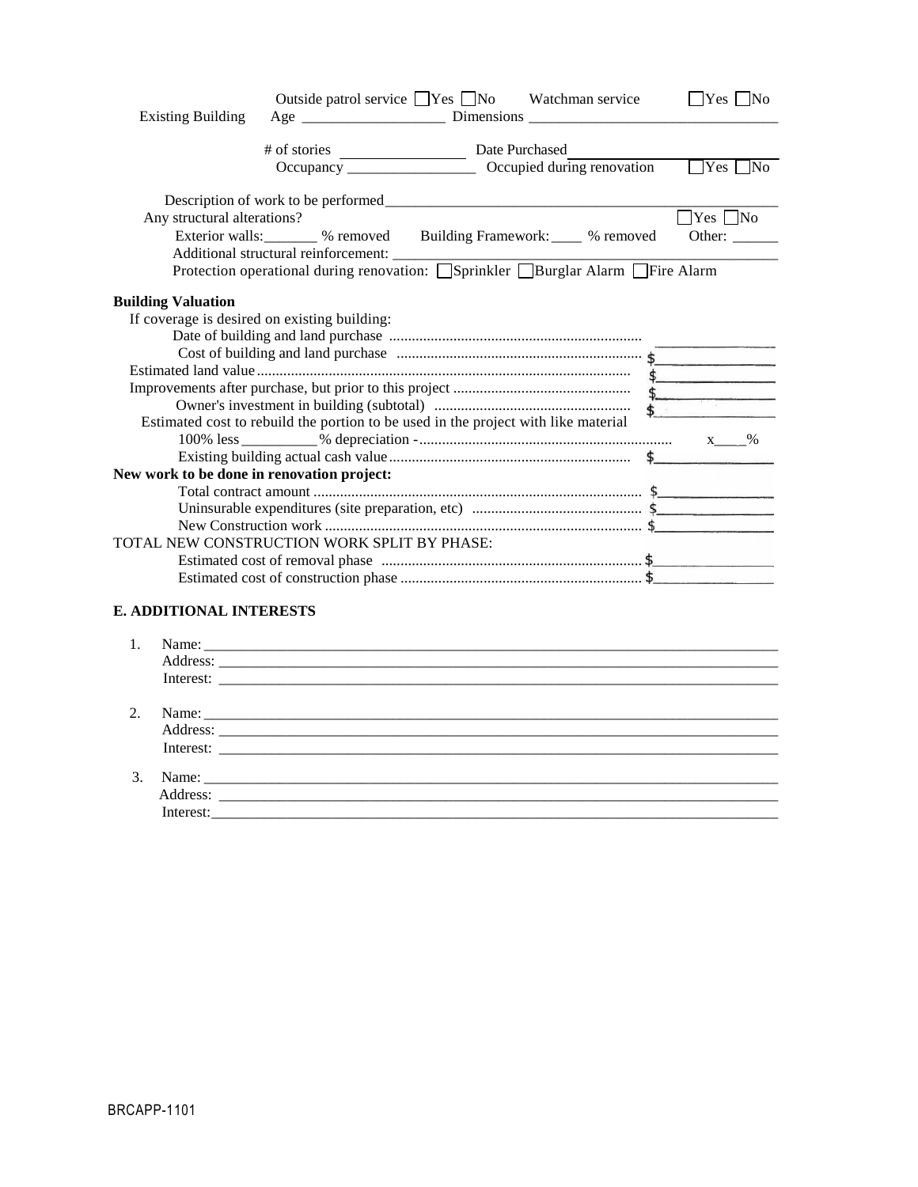**Existing Building**

Outside patrol service ☐Yes ☐No   Watchman service ☐Yes ☐No

Age ___________________ Dimensions ________________________________

# of stories ________________ Date Purchased ________________

Occupancy _________________ Occupied during renovation ☐Yes ☐No

Description of work to be performed_______________________________________________

Any structural alterations? ☐Yes ☐No

Exterior walls:_______ % removed   Building Framework: ____ % removed   Other: ______

Additional structural reinforcement: _______________________________________________

Protection operational during renovation: ☐Sprinkler ☐Burglar Alarm ☐Fire Alarm

**Building Valuation**

If coverage is desired on existing building:

Date of building and land purchase .................................................................. ________________

Cost of building and land purchase ................................................................ $________________

Estimated land value.................................................................................................. $________________

Improvements after purchase, but prior to this project .............................................. $________________

Owner's investment in building (subtotal) .................................................... $________________

Estimated cost to rebuild the portion to be used in the project with like material

100% less __________ % depreciation -................................................................... x____%

Existing building actual cash value.............................................................. $________________

**New work to be done in renovation project:**

Total contract amount ........................................................................................ $________________

Uninsurable expenditures (site preparation, etc) ............................................ $________________

New Construction work .................................................................................... $________________

TOTAL NEW CONSTRUCTION WORK SPLIT BY PHASE:

Estimated cost of removal phase .................................................................... $________________

Estimated cost of construction phase ............................................................... $________________

**E. ADDITIONAL INTERESTS**

1. Name: ________________________________________________________________________
   Address: ______________________________________________________________________
   Interest: ______________________________________________________________________

2. Name: ________________________________________________________________________
   Address: ______________________________________________________________________
   Interest: ______________________________________________________________________

3. Name: ________________________________________________________________________
   Address: ______________________________________________________________________
   Interest: ______________________________________________________________________

BRCAPP-1101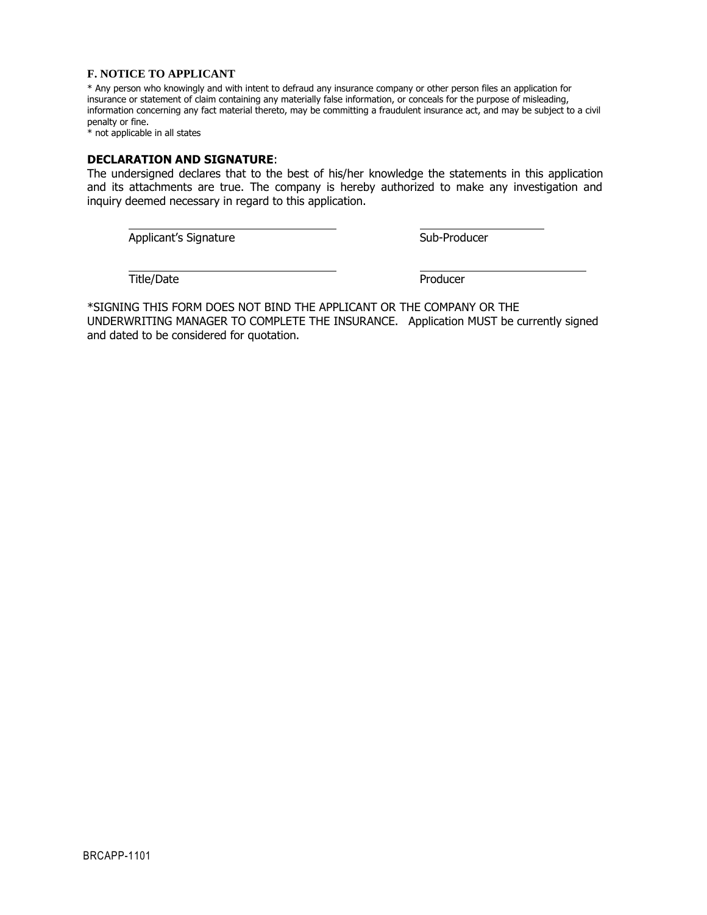### F. NOTICE TO APPLICANT

* Any person who knowingly and with intent to defraud any insurance company or other person files an application for insurance or statement of claim containing any materially false information, or conceals for the purpose of misleading, information concerning any fact material thereto, may be committing a fraudulent insurance act, and may be subject to a civil penalty or fine.
* not applicable in all states

**DECLARATION AND SIGNATURE**:

The undersigned declares that to the best of his/her knowledge the statements in this application and its attachments are true. The company is hereby authorized to make any investigation and inquiry deemed necessary in regard to this application.

| | |
|---|---|
| ______________________________ | ______________________ |
| Applicant's Signature | Sub-Producer |
| ______________________________ | ______________________ |
| Title/Date | Producer |

*SIGNING THIS FORM DOES NOT BIND THE APPLICANT OR THE COMPANY OR THE UNDERWRITING MANAGER TO COMPLETE THE INSURANCE. Application MUST be currently signed and dated to be considered for quotation.

BRCAPP-1101